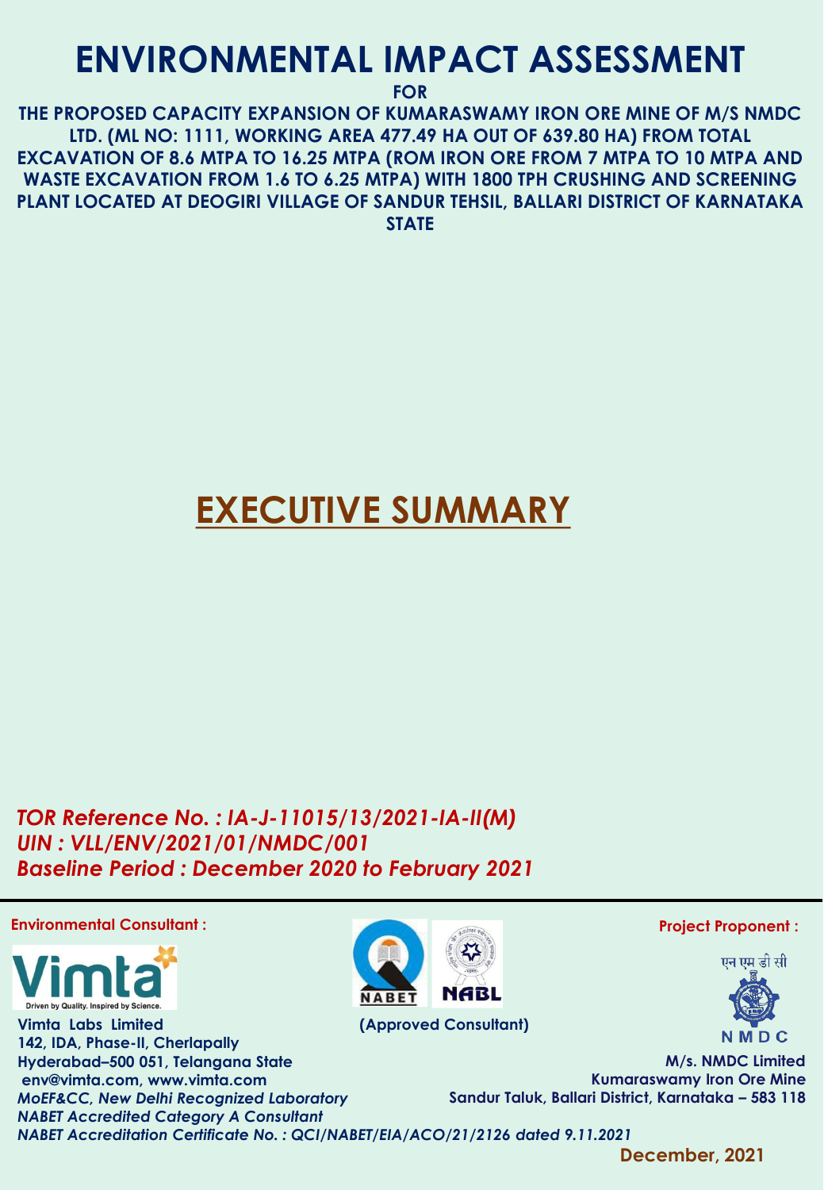# ENVIRONMENTAL IMPACT ASSESSMENT

**FOR**

**THE PROPOSED CAPACITY EXPANSION OF KUMARASWAMY IRON ORE MINE OF M/S NMDC LTD. (ML NO: 1111, WORKING AREA 477.49 HA OUT OF 639.80 HA) FROM TOTAL EXCAVATION OF 8.6 MTPA TO 16.25 MTPA (ROM IRON ORE FROM 7 MTPA TO 10 MTPA AND WASTE EXCAVATION FROM 1.6 TO 6.25 MTPA) WITH 1800 TPH CRUSHING AND SCREENING PLANT LOCATED AT DEOGIRI VILLAGE OF SANDUR TEHSIL, BALLARI DISTRICT OF KARNATAKA STATE**

# EXECUTIVE SUMMARY

***TOR Reference No. : IA-J-11015/13/2021-IA-II(M)***
***UIN : VLL/ENV/2021/01/NMDC/001***
***Baseline Period : December 2020 to February 2021***

**Environmental Consultant :**

Vimta
Driven by Quality. Inspired by Science.

**Vimta Labs Limited**
**142, IDA, Phase-II, Cherlapally**
**Hyderabad–500 051, Telangana State**
**env@vimta.com, www.vimta.com**
***MoEF&CC, New Delhi Recognized Laboratory***
***NABET Accredited Category A Consultant***
***NABET Accreditation Certificate No. : QCI/NABET/EIA/ACO/21/2126 dated 9.11.2021***

NABET NABL
**(Approved Consultant)**

**Project Proponent :**

एन एम डी सी
NMDC

**M/s. NMDC Limited**
**Kumaraswamy Iron Ore Mine**
**Sandur Taluk, Ballari District, Karnataka – 583 118**

**December, 2021**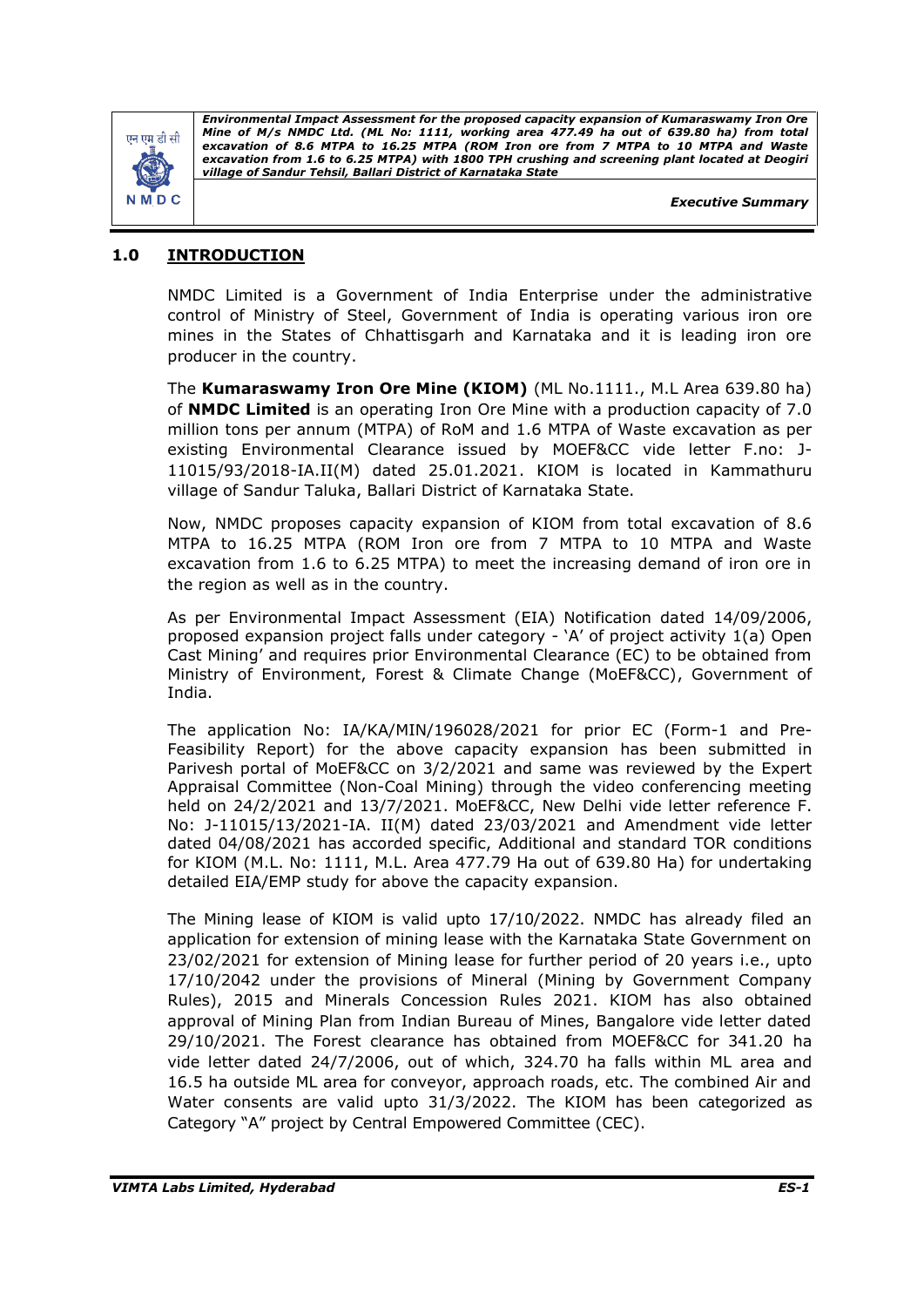## 1.0 INTRODUCTION

NMDC Limited is a Government of India Enterprise under the administrative control of Ministry of Steel, Government of India is operating various iron ore mines in the States of Chhattisgarh and Karnataka and it is leading iron ore producer in the country.

The **Kumaraswamy Iron Ore Mine (KIOM)** (ML No.1111., M.L Area 639.80 ha) of **NMDC Limited** is an operating Iron Ore Mine with a production capacity of 7.0 million tons per annum (MTPA) of RoM and 1.6 MTPA of Waste excavation as per existing Environmental Clearance issued by MOEF&CC vide letter F.no: J-11015/93/2018-IA.II(M) dated 25.01.2021. KIOM is located in Kammathuru village of Sandur Taluka, Ballari District of Karnataka State.

Now, NMDC proposes capacity expansion of KIOM from total excavation of 8.6 MTPA to 16.25 MTPA (ROM Iron ore from 7 MTPA to 10 MTPA and Waste excavation from 1.6 to 6.25 MTPA) to meet the increasing demand of iron ore in the region as well as in the country.

As per Environmental Impact Assessment (EIA) Notification dated 14/09/2006, proposed expansion project falls under category - 'A' of project activity 1(a) Open Cast Mining' and requires prior Environmental Clearance (EC) to be obtained from Ministry of Environment, Forest & Climate Change (MoEF&CC), Government of India.

The application No: IA/KA/MIN/196028/2021 for prior EC (Form-1 and Pre-Feasibility Report) for the above capacity expansion has been submitted in Parivesh portal of MoEF&CC on 3/2/2021 and same was reviewed by the Expert Appraisal Committee (Non-Coal Mining) through the video conferencing meeting held on 24/2/2021 and 13/7/2021. MoEF&CC, New Delhi vide letter reference F. No: J-11015/13/2021-IA. II(M) dated 23/03/2021 and Amendment vide letter dated 04/08/2021 has accorded specific, Additional and standard TOR conditions for KIOM (M.L. No: 1111, M.L. Area 477.79 Ha out of 639.80 Ha) for undertaking detailed EIA/EMP study for above the capacity expansion.

The Mining lease of KIOM is valid upto 17/10/2022. NMDC has already filed an application for extension of mining lease with the Karnataka State Government on 23/02/2021 for extension of Mining lease for further period of 20 years i.e., upto 17/10/2042 under the provisions of Mineral (Mining by Government Company Rules), 2015 and Minerals Concession Rules 2021. KIOM has also obtained approval of Mining Plan from Indian Bureau of Mines, Bangalore vide letter dated 29/10/2021. The Forest clearance has obtained from MOEF&CC for 341.20 ha vide letter dated 24/7/2006, out of which, 324.70 ha falls within ML area and 16.5 ha outside ML area for conveyor, approach roads, etc. The combined Air and Water consents are valid upto 31/3/2022. The KIOM has been categorized as Category "A" project by Central Empowered Committee (CEC).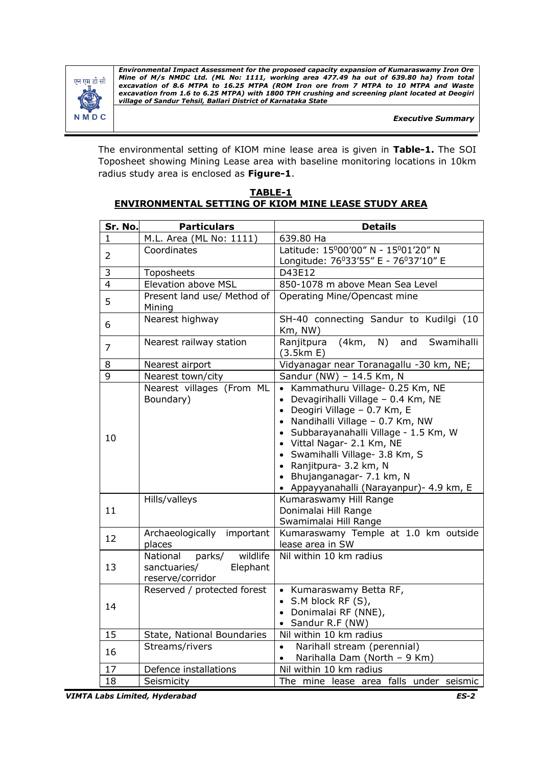The environmental setting of KIOM mine lease area is given in **Table-1.** The SOI Toposheet showing Mining Lease area with baseline monitoring locations in 10km radius study area is enclosed as **Figure-1**.

**TABLE-1**
**ENVIRONMENTAL SETTING OF KIOM MINE LEASE STUDY AREA**

| Sr. No. | Particulars | Details |
|---|---|---|
| 1 | M.L. Area (ML No: 1111) | 639.80 Ha |
| 2 | Coordinates | Latitude: 15°00'00" N - 15°01'20" N<br>Longitude: 76°33'55" E - 76°37'10" E |
| 3 | Toposheets | D43E12 |
| 4 | Elevation above MSL | 850-1078 m above Mean Sea Level |
| 5 | Present land use/ Method of Mining | Operating Mine/Opencast mine |
| 6 | Nearest highway | SH-40 connecting Sandur to Kudilgi (10 Km, NW) |
| 7 | Nearest railway station | Ranjitpura (4km, N) and Swamihalli (3.5km E) |
| 8 | Nearest airport | Vidyanagar near Toranagallu -30 km, NE; |
| 9 | Nearest town/city | Sandur (NW) – 14.5 Km, N |
| 10 | Nearest villages (From ML Boundary) | • Kammathuru Village- 0.25 Km, NE<br>• Devagirihalli Village – 0.4 Km, NE<br>• Deogiri Village – 0.7 Km, E<br>• Nandihalli Village – 0.7 Km, NW<br>• Subbarayanahalli Village - 1.5 Km, W<br>• Vittal Nagar- 2.1 Km, NE<br>• Swamihalli Village- 3.8 Km, S<br>• Ranjitpura- 3.2 km, N<br>• Bhujanganagar- 7.1 km, N<br>• Appayyanahalli (Narayanpur)- 4.9 km, E |
| 11 | Hills/valleys | Kumaraswamy Hill Range<br>Donimalai Hill Range<br>Swamimalai Hill Range |
| 12 | Archaeologically important places | Kumaraswamy Temple at 1.0 km outside lease area in SW |
| 13 | National parks/ wildlife sanctuaries/ Elephant reserve/corridor | Nil within 10 km radius |
| 14 | Reserved / protected forest | • Kumaraswamy Betta RF,<br>• S.M block RF (S),<br>• Donimalai RF (NNE),<br>• Sandur R.F (NW) |
| 15 | State, National Boundaries | Nil within 10 km radius |
| 16 | Streams/rivers | • Narihall stream (perennial)<br>• Narihalla Dam (North – 9 Km) |
| 17 | Defence installations | Nil within 10 km radius |
| 18 | Seismicity | The mine lease area falls under seismic |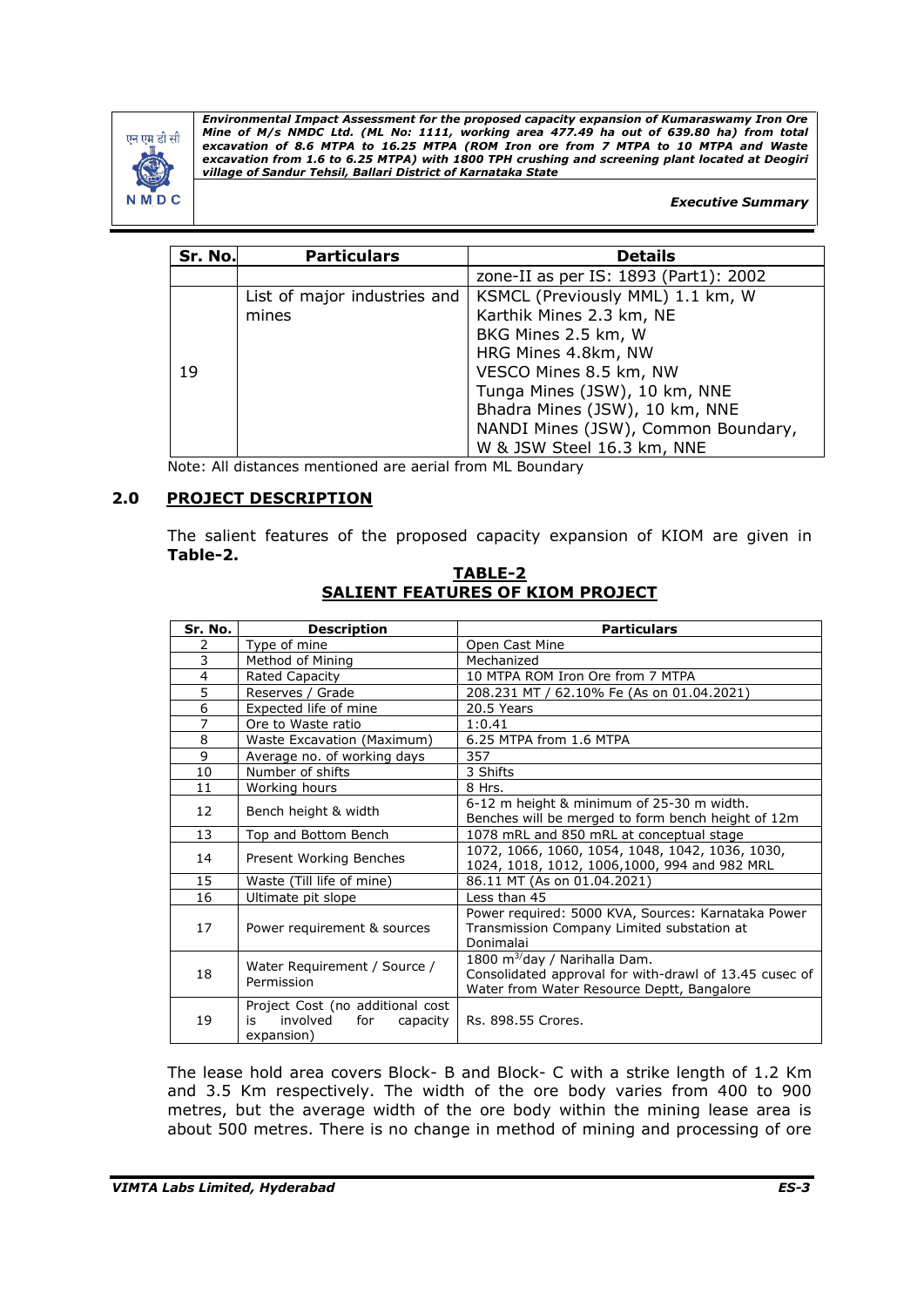| Sr. No. | Particulars | Details |
|---|---|---|
| | | zone-II as per IS: 1893 (Part1): 2002 |
| 19 | List of major industries and mines | KSMCL (Previously MML) 1.1 km, W<br>Karthik Mines 2.3 km, NE<br>BKG Mines 2.5 km, W<br>HRG Mines 4.8km, NW<br>VESCO Mines 8.5 km, NW<br>Tunga Mines (JSW), 10 km, NNE<br>Bhadra Mines (JSW), 10 km, NNE<br>NANDI Mines (JSW), Common Boundary, W & JSW Steel 16.3 km, NNE |

Note: All distances mentioned are aerial from ML Boundary

## 2.0 PROJECT DESCRIPTION

The salient features of the proposed capacity expansion of KIOM are given in **Table-2.**

**TABLE-2**
**SALIENT FEATURES OF KIOM PROJECT**

| Sr. No. | Description | Particulars |
|---|---|---|
| 2 | Type of mine | Open Cast Mine |
| 3 | Method of Mining | Mechanized |
| 4 | Rated Capacity | 10 MTPA ROM Iron Ore from 7 MTPA |
| 5 | Reserves / Grade | 208.231 MT / 62.10% Fe (As on 01.04.2021) |
| 6 | Expected life of mine | 20.5 Years |
| 7 | Ore to Waste ratio | 1:0.41 |
| 8 | Waste Excavation (Maximum) | 6.25 MTPA from 1.6 MTPA |
| 9 | Average no. of working days | 357 |
| 10 | Number of shifts | 3 Shifts |
| 11 | Working hours | 8 Hrs. |
| 12 | Bench height & width | 6-12 m height & minimum of 25-30 m width. Benches will be merged to form bench height of 12m |
| 13 | Top and Bottom Bench | 1078 mRL and 850 mRL at conceptual stage |
| 14 | Present Working Benches | 1072, 1066, 1060, 1054, 1048, 1042, 1036, 1030, 1024, 1018, 1012, 1006,1000, 994 and 982 MRL |
| 15 | Waste (Till life of mine) | 86.11 MT (As on 01.04.2021) |
| 16 | Ultimate pit slope | Less than 45 |
| 17 | Power requirement & sources | Power required: 5000 KVA, Sources: Karnataka Power Transmission Company Limited substation at Donimalai |
| 18 | Water Requirement / Source / Permission | 1800 $m^3$/day / Narihalla Dam. Consolidated approval for with-drawl of 13.45 cusec of Water from Water Resource Deptt, Bangalore |
| 19 | Project Cost (no additional cost is involved for capacity expansion) | Rs. 898.55 Crores. |

The lease hold area covers Block- B and Block- C with a strike length of 1.2 Km and 3.5 Km respectively. The width of the ore body varies from 400 to 900 metres, but the average width of the ore body within the mining lease area is about 500 metres. There is no change in method of mining and processing of ore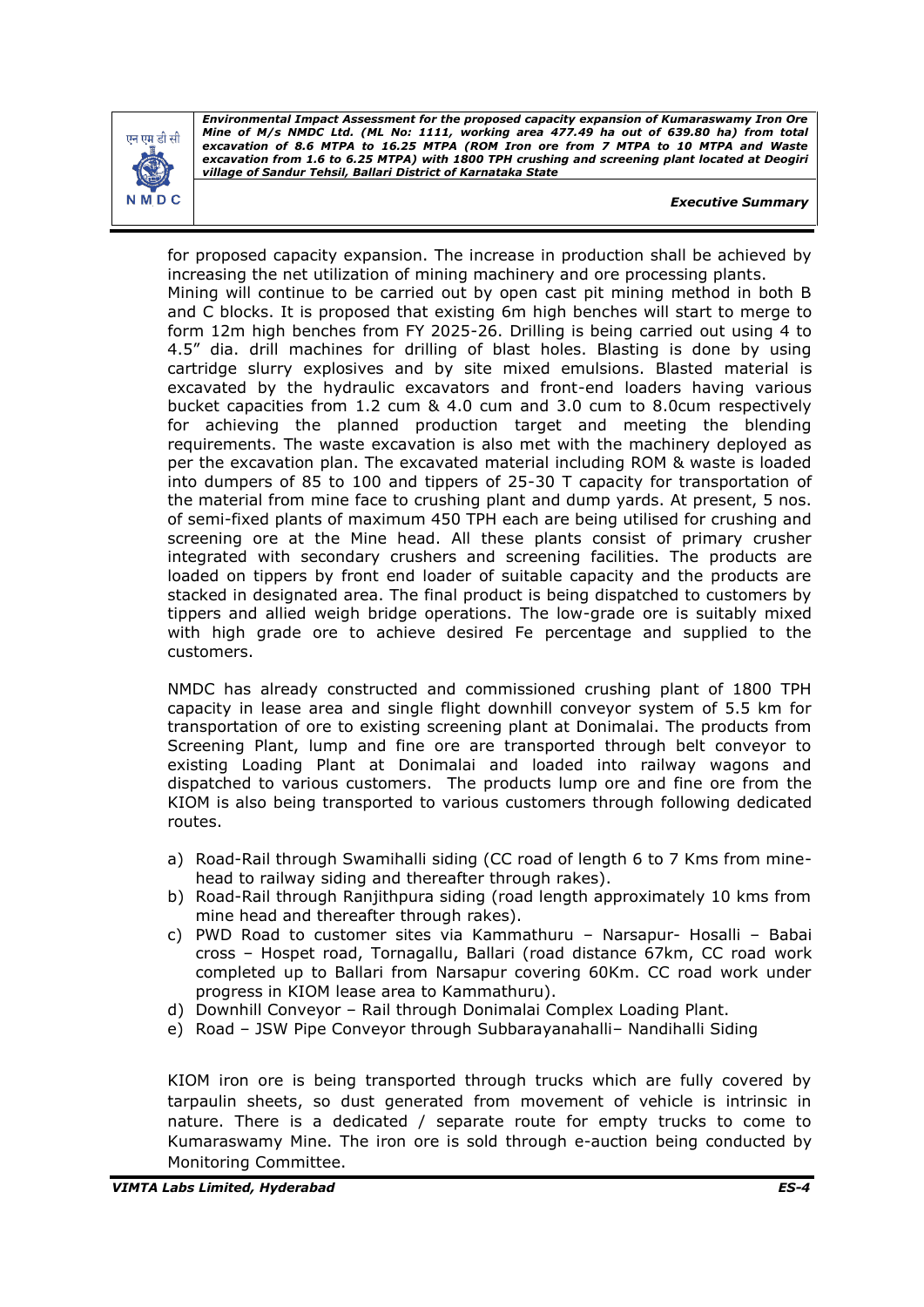for proposed capacity expansion. The increase in production shall be achieved by increasing the net utilization of mining machinery and ore processing plants.
Mining will continue to be carried out by open cast pit mining method in both B and C blocks. It is proposed that existing 6m high benches will start to merge to form 12m high benches from FY 2025-26. Drilling is being carried out using 4 to 4.5" dia. drill machines for drilling of blast holes. Blasting is done by using cartridge slurry explosives and by site mixed emulsions. Blasted material is excavated by the hydraulic excavators and front-end loaders having various bucket capacities from 1.2 cum & 4.0 cum and 3.0 cum to 8.0cum respectively for achieving the planned production target and meeting the blending requirements. The waste excavation is also met with the machinery deployed as per the excavation plan. The excavated material including ROM & waste is loaded into dumpers of 85 to 100 and tippers of 25-30 T capacity for transportation of the material from mine face to crushing plant and dump yards. At present, 5 nos. of semi-fixed plants of maximum 450 TPH each are being utilised for crushing and screening ore at the Mine head. All these plants consist of primary crusher integrated with secondary crushers and screening facilities. The products are loaded on tippers by front end loader of suitable capacity and the products are stacked in designated area. The final product is being dispatched to customers by tippers and allied weigh bridge operations. The low-grade ore is suitably mixed with high grade ore to achieve desired Fe percentage and supplied to the customers.

NMDC has already constructed and commissioned crushing plant of 1800 TPH capacity in lease area and single flight downhill conveyor system of 5.5 km for transportation of ore to existing screening plant at Donimalai. The products from Screening Plant, lump and fine ore are transported through belt conveyor to existing Loading Plant at Donimalai and loaded into railway wagons and dispatched to various customers. The products lump ore and fine ore from the KIOM is also being transported to various customers through following dedicated routes.

a) Road-Rail through Swamihalli siding (CC road of length 6 to 7 Kms from mine-head to railway siding and thereafter through rakes).
b) Road-Rail through Ranjithpura siding (road length approximately 10 kms from mine head and thereafter through rakes).
c) PWD Road to customer sites via Kammathuru – Narsapur- Hosalli – Babai cross – Hospet road, Tornagallu, Ballari (road distance 67km, CC road work completed up to Ballari from Narsapur covering 60Km. CC road work under progress in KIOM lease area to Kammathuru).
d) Downhill Conveyor – Rail through Donimalai Complex Loading Plant.
e) Road – JSW Pipe Conveyor through Subbarayanahalli– Nandihalli Siding

KIOM iron ore is being transported through trucks which are fully covered by tarpaulin sheets, so dust generated from movement of vehicle is intrinsic in nature. There is a dedicated / separate route for empty trucks to come to Kumaraswamy Mine. The iron ore is sold through e-auction being conducted by Monitoring Committee.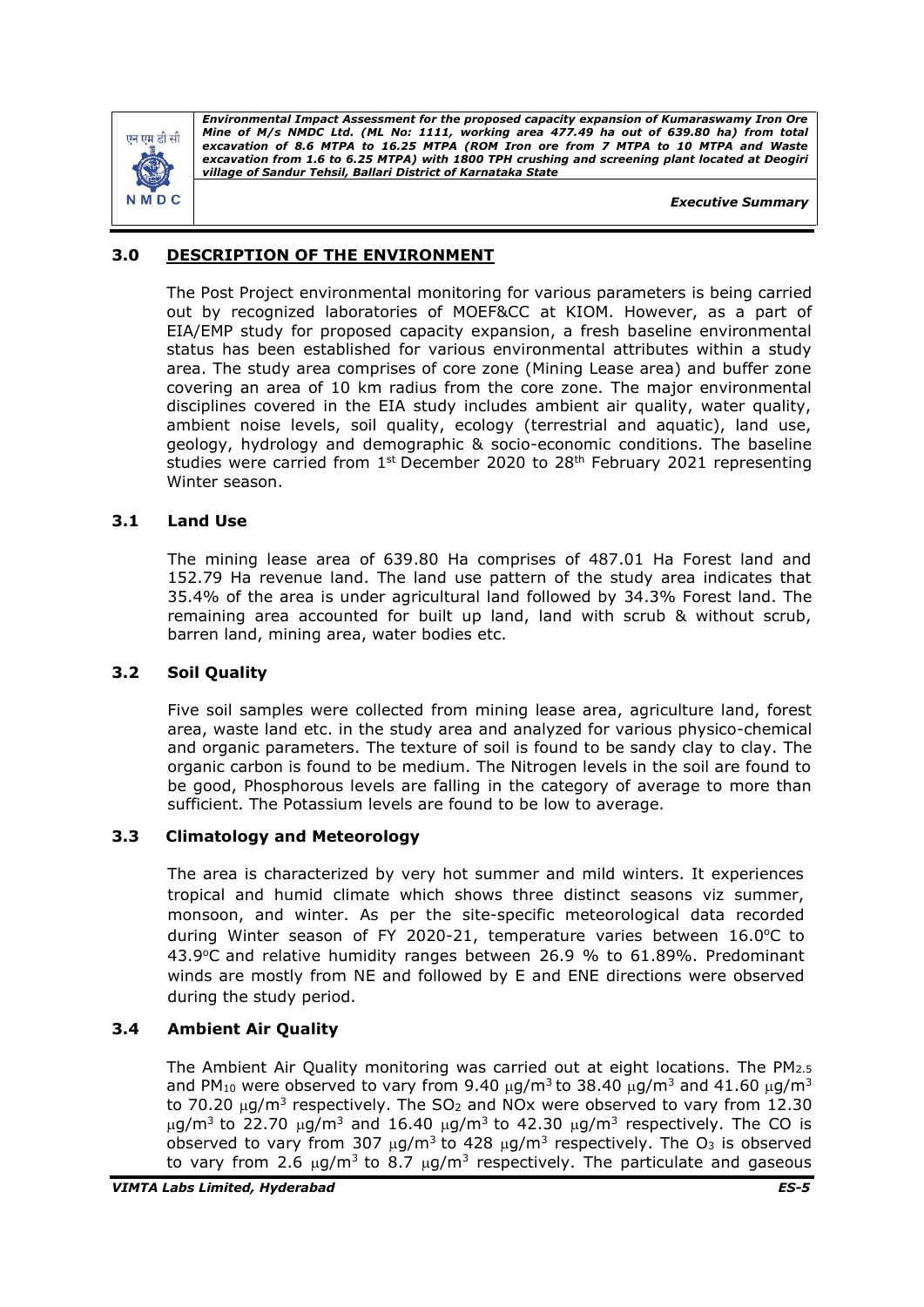## 3.0 DESCRIPTION OF THE ENVIRONMENT

The Post Project environmental monitoring for various parameters is being carried out by recognized laboratories of MOEF&CC at KIOM. However, as a part of EIA/EMP study for proposed capacity expansion, a fresh baseline environmental status has been established for various environmental attributes within a study area. The study area comprises of core zone (Mining Lease area) and buffer zone covering an area of 10 km radius from the core zone. The major environmental disciplines covered in the EIA study includes ambient air quality, water quality, ambient noise levels, soil quality, ecology (terrestrial and aquatic), land use, geology, hydrology and demographic & socio-economic conditions. The baseline studies were carried from 1st December 2020 to 28th February 2021 representing Winter season.

### 3.1 Land Use

The mining lease area of 639.80 Ha comprises of 487.01 Ha Forest land and 152.79 Ha revenue land. The land use pattern of the study area indicates that 35.4% of the area is under agricultural land followed by 34.3% Forest land. The remaining area accounted for built up land, land with scrub & without scrub, barren land, mining area, water bodies etc.

### 3.2 Soil Quality

Five soil samples were collected from mining lease area, agriculture land, forest area, waste land etc. in the study area and analyzed for various physico-chemical and organic parameters. The texture of soil is found to be sandy clay to clay. The organic carbon is found to be medium. The Nitrogen levels in the soil are found to be good, Phosphorous levels are falling in the category of average to more than sufficient. The Potassium levels are found to be low to average.

### 3.3 Climatology and Meteorology

The area is characterized by very hot summer and mild winters. It experiences tropical and humid climate which shows three distinct seasons viz summer, monsoon, and winter. As per the site-specific meteorological data recorded during Winter season of FY 2020-21, temperature varies between 16.0°C to 43.9°C and relative humidity ranges between 26.9 % to 61.89%. Predominant winds are mostly from NE and followed by E and ENE directions were observed during the study period.

### 3.4 Ambient Air Quality

The Ambient Air Quality monitoring was carried out at eight locations. The $PM_{2.5}$ and $PM_{10}$ were observed to vary from 9.40 $\mu g/m^3$ to 38.40 $\mu g/m^3$ and 41.60 $\mu g/m^3$ to 70.20 $\mu g/m^3$ respectively. The $SO_2$ and NOx were observed to vary from 12.30 $\mu g/m^3$ to 22.70 $\mu g/m^3$ and 16.40 $\mu g/m^3$ to 42.30 $\mu g/m^3$ respectively. The CO is observed to vary from 307 $\mu g/m^3$ to 428 $\mu g/m^3$ respectively. The $O_3$ is observed to vary from 2.6 $\mu g/m^3$ to 8.7 $\mu g/m^3$ respectively. The particulate and gaseous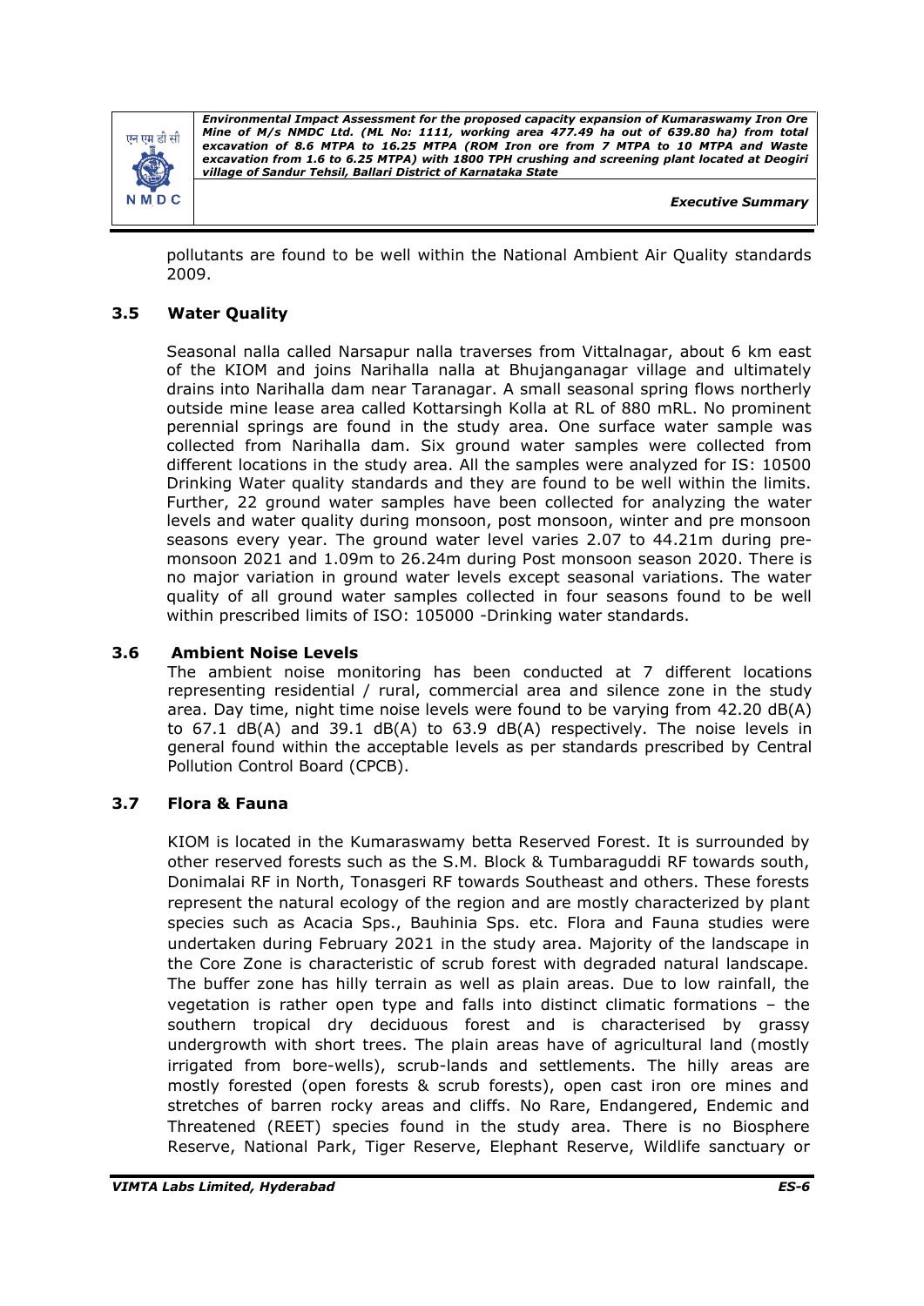pollutants are found to be well within the National Ambient Air Quality standards 2009.

### 3.5 Water Quality

Seasonal nalla called Narsapur nalla traverses from Vittalnagar, about 6 km east of the KIOM and joins Narihalla nalla at Bhujanganagar village and ultimately drains into Narihalla dam near Taranagar. A small seasonal spring flows northerly outside mine lease area called Kottarsingh Kolla at RL of 880 mRL. No prominent perennial springs are found in the study area. One surface water sample was collected from Narihalla dam. Six ground water samples were collected from different locations in the study area. All the samples were analyzed for IS: 10500 Drinking Water quality standards and they are found to be well within the limits. Further, 22 ground water samples have been collected for analyzing the water levels and water quality during monsoon, post monsoon, winter and pre monsoon seasons every year. The ground water level varies 2.07 to 44.21m during pre-monsoon 2021 and 1.09m to 26.24m during Post monsoon season 2020. There is no major variation in ground water levels except seasonal variations. The water quality of all ground water samples collected in four seasons found to be well within prescribed limits of ISO: 105000 -Drinking water standards.

### 3.6 Ambient Noise Levels

The ambient noise monitoring has been conducted at 7 different locations representing residential / rural, commercial area and silence zone in the study area. Day time, night time noise levels were found to be varying from 42.20 dB(A) to 67.1 dB(A) and 39.1 dB(A) to 63.9 dB(A) respectively. The noise levels in general found within the acceptable levels as per standards prescribed by Central Pollution Control Board (CPCB).

### 3.7 Flora & Fauna

KIOM is located in the Kumaraswamy betta Reserved Forest. It is surrounded by other reserved forests such as the S.M. Block & Tumbaraguddi RF towards south, Donimalai RF in North, Tonasgeri RF towards Southeast and others. These forests represent the natural ecology of the region and are mostly characterized by plant species such as Acacia Sps., Bauhinia Sps. etc. Flora and Fauna studies were undertaken during February 2021 in the study area. Majority of the landscape in the Core Zone is characteristic of scrub forest with degraded natural landscape. The buffer zone has hilly terrain as well as plain areas. Due to low rainfall, the vegetation is rather open type and falls into distinct climatic formations – the southern tropical dry deciduous forest and is characterised by grassy undergrowth with short trees. The plain areas have of agricultural land (mostly irrigated from bore-wells), scrub-lands and settlements. The hilly areas are mostly forested (open forests & scrub forests), open cast iron ore mines and stretches of barren rocky areas and cliffs. No Rare, Endangered, Endemic and Threatened (REET) species found in the study area. There is no Biosphere Reserve, National Park, Tiger Reserve, Elephant Reserve, Wildlife sanctuary or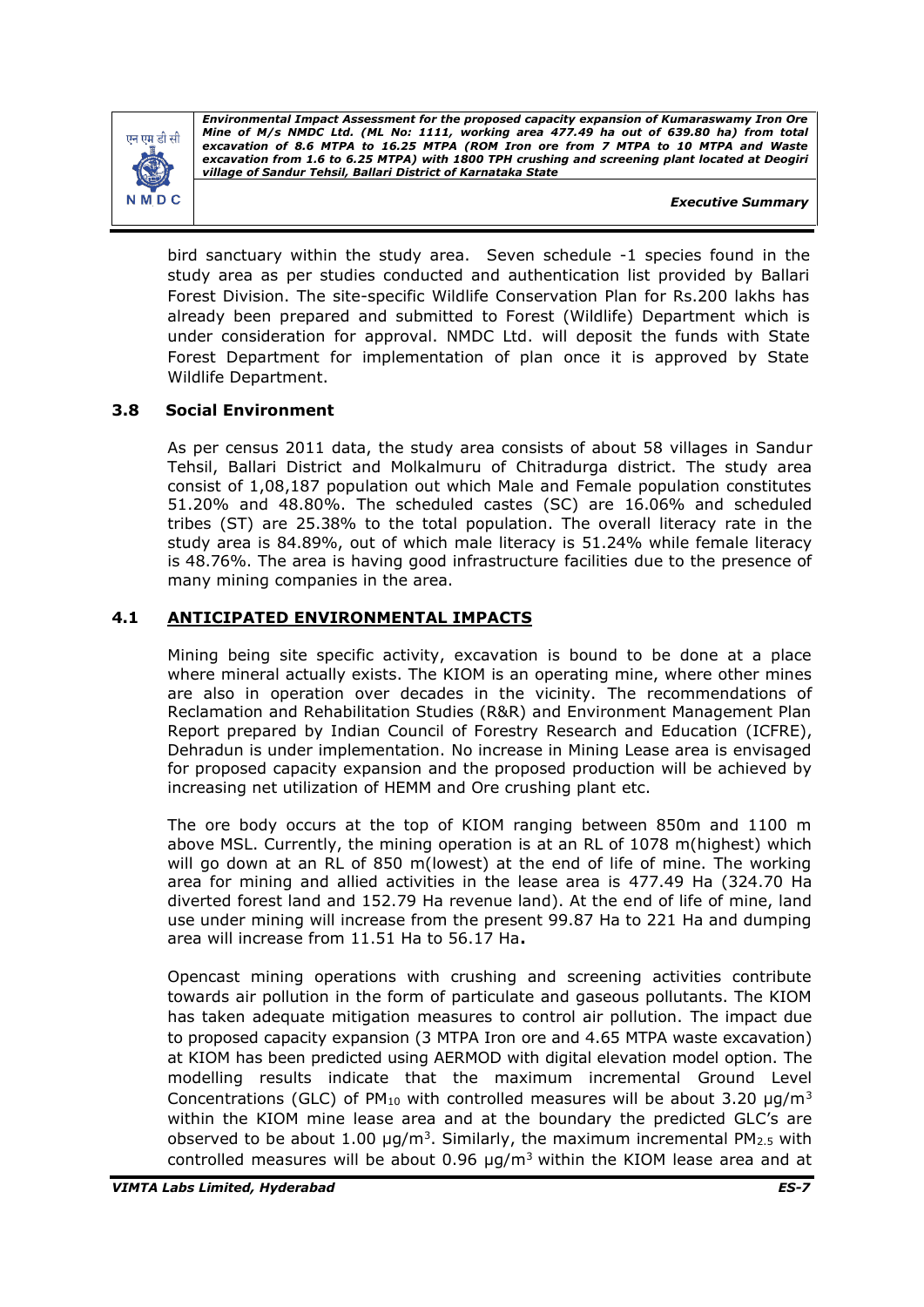bird sanctuary within the study area. Seven schedule -1 species found in the study area as per studies conducted and authentication list provided by Ballari Forest Division. The site-specific Wildlife Conservation Plan for Rs.200 lakhs has already been prepared and submitted to Forest (Wildlife) Department which is under consideration for approval. NMDC Ltd. will deposit the funds with State Forest Department for implementation of plan once it is approved by State Wildlife Department.

### 3.8 Social Environment

As per census 2011 data, the study area consists of about 58 villages in Sandur Tehsil, Ballari District and Molkalmuru of Chitradurga district. The study area consist of 1,08,187 population out which Male and Female population constitutes 51.20% and 48.80%. The scheduled castes (SC) are 16.06% and scheduled tribes (ST) are 25.38% to the total population. The overall literacy rate in the study area is 84.89%, out of which male literacy is 51.24% while female literacy is 48.76%. The area is having good infrastructure facilities due to the presence of many mining companies in the area.

## 4.1 ANTICIPATED ENVIRONMENTAL IMPACTS

Mining being site specific activity, excavation is bound to be done at a place where mineral actually exists. The KIOM is an operating mine, where other mines are also in operation over decades in the vicinity. The recommendations of Reclamation and Rehabilitation Studies (R&R) and Environment Management Plan Report prepared by Indian Council of Forestry Research and Education (ICFRE), Dehradun is under implementation. No increase in Mining Lease area is envisaged for proposed capacity expansion and the proposed production will be achieved by increasing net utilization of HEMM and Ore crushing plant etc.

The ore body occurs at the top of KIOM ranging between 850m and 1100 m above MSL. Currently, the mining operation is at an RL of 1078 m(highest) which will go down at an RL of 850 m(lowest) at the end of life of mine. The working area for mining and allied activities in the lease area is 477.49 Ha (324.70 Ha diverted forest land and 152.79 Ha revenue land). At the end of life of mine, land use under mining will increase from the present 99.87 Ha to 221 Ha and dumping area will increase from 11.51 Ha to 56.17 Ha**.**

Opencast mining operations with crushing and screening activities contribute towards air pollution in the form of particulate and gaseous pollutants. The KIOM has taken adequate mitigation measures to control air pollution. The impact due to proposed capacity expansion (3 MTPA Iron ore and 4.65 MTPA waste excavation) at KIOM has been predicted using AERMOD with digital elevation model option. The modelling results indicate that the maximum incremental Ground Level Concentrations (GLC) of $PM_{10}$ with controlled measures will be about 3.20 $\mu g/m^3$ within the KIOM mine lease area and at the boundary the predicted GLC's are observed to be about 1.00 $\mu g/m^3$. Similarly, the maximum incremental $PM_{2.5}$ with controlled measures will be about 0.96 $\mu g/m^3$ within the KIOM lease area and at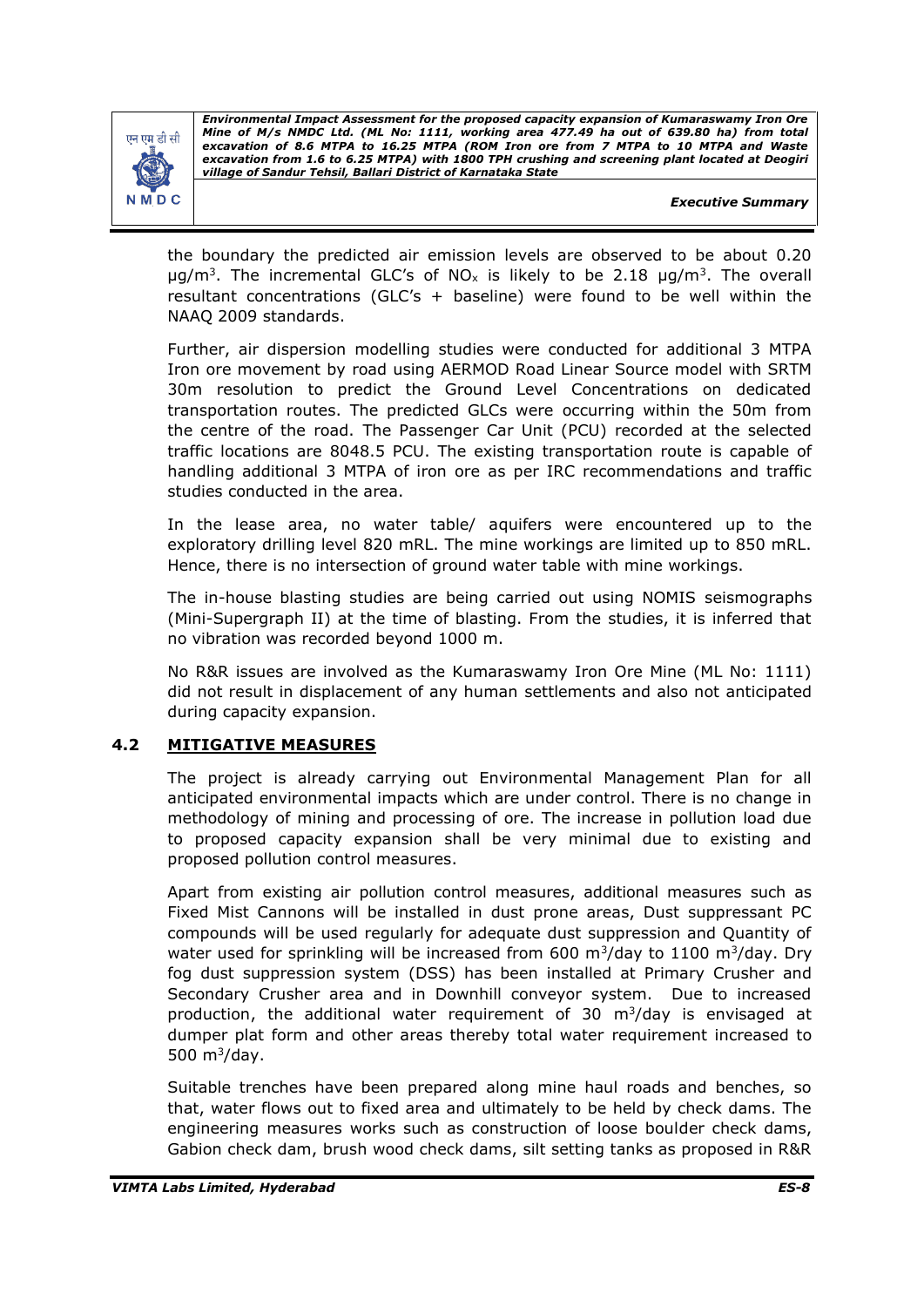the boundary the predicted air emission levels are observed to be about 0.20 µg/$m^3$. The incremental GLC's of $NO_x$ is likely to be 2.18 µg/$m^3$. The overall resultant concentrations (GLC's + baseline) were found to be well within the NAAQ 2009 standards.

Further, air dispersion modelling studies were conducted for additional 3 MTPA Iron ore movement by road using AERMOD Road Linear Source model with SRTM 30m resolution to predict the Ground Level Concentrations on dedicated transportation routes. The predicted GLCs were occurring within the 50m from the centre of the road. The Passenger Car Unit (PCU) recorded at the selected traffic locations are 8048.5 PCU. The existing transportation route is capable of handling additional 3 MTPA of iron ore as per IRC recommendations and traffic studies conducted in the area.

In the lease area, no water table/ aquifers were encountered up to the exploratory drilling level 820 mRL. The mine workings are limited up to 850 mRL. Hence, there is no intersection of ground water table with mine workings.

The in-house blasting studies are being carried out using NOMIS seismographs (Mini-Supergraph II) at the time of blasting. From the studies, it is inferred that no vibration was recorded beyond 1000 m.

No R&R issues are involved as the Kumaraswamy Iron Ore Mine (ML No: 1111) did not result in displacement of any human settlements and also not anticipated during capacity expansion.

## 4.2 MITIGATIVE MEASURES

The project is already carrying out Environmental Management Plan for all anticipated environmental impacts which are under control. There is no change in methodology of mining and processing of ore. The increase in pollution load due to proposed capacity expansion shall be very minimal due to existing and proposed pollution control measures.

Apart from existing air pollution control measures, additional measures such as Fixed Mist Cannons will be installed in dust prone areas, Dust suppressant PC compounds will be used regularly for adequate dust suppression and Quantity of water used for sprinkling will be increased from 600 $m^3$/day to 1100 $m^3$/day. Dry fog dust suppression system (DSS) has been installed at Primary Crusher and Secondary Crusher area and in Downhill conveyor system. Due to increased production, the additional water requirement of 30 $m^3$/day is envisaged at dumper plat form and other areas thereby total water requirement increased to 500 $m^3$/day.

Suitable trenches have been prepared along mine haul roads and benches, so that, water flows out to fixed area and ultimately to be held by check dams. The engineering measures works such as construction of loose boulder check dams, Gabion check dam, brush wood check dams, silt setting tanks as proposed in R&R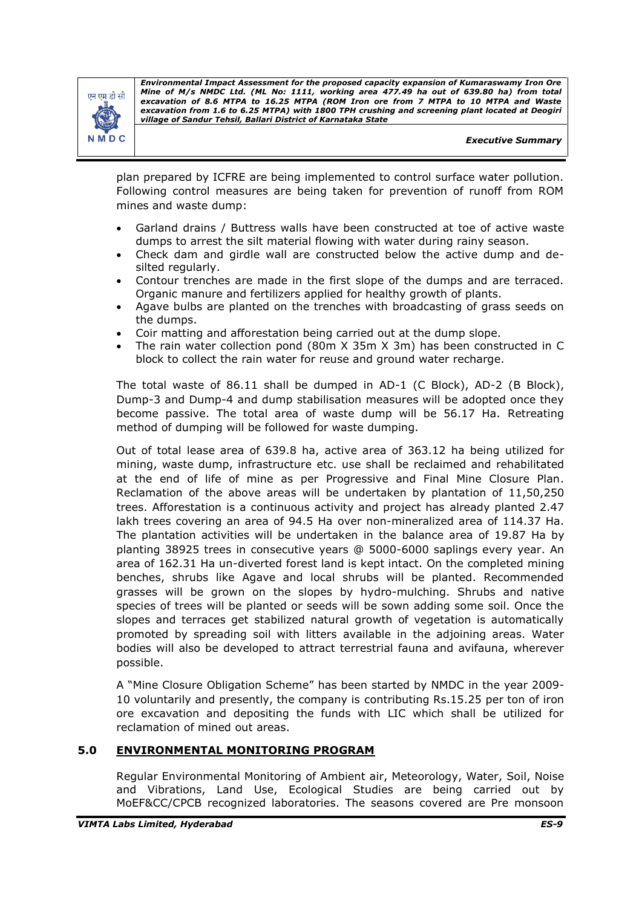plan prepared by ICFRE are being implemented to control surface water pollution. Following control measures are being taken for prevention of runoff from ROM mines and waste dump:

- Garland drains / Buttress walls have been constructed at toe of active waste dumps to arrest the silt material flowing with water during rainy season.
- Check dam and girdle wall are constructed below the active dump and de-silted regularly.
- Contour trenches are made in the first slope of the dumps and are terraced. Organic manure and fertilizers applied for healthy growth of plants.
- Agave bulbs are planted on the trenches with broadcasting of grass seeds on the dumps.
- Coir matting and afforestation being carried out at the dump slope.
- The rain water collection pond (80m X 35m X 3m) has been constructed in C block to collect the rain water for reuse and ground water recharge.

The total waste of 86.11 shall be dumped in AD-1 (C Block), AD-2 (B Block), Dump-3 and Dump-4 and dump stabilisation measures will be adopted once they become passive. The total area of waste dump will be 56.17 Ha. Retreating method of dumping will be followed for waste dumping.

Out of total lease area of 639.8 ha, active area of 363.12 ha being utilized for mining, waste dump, infrastructure etc. use shall be reclaimed and rehabilitated at the end of life of mine as per Progressive and Final Mine Closure Plan. Reclamation of the above areas will be undertaken by plantation of 11,50,250 trees. Afforestation is a continuous activity and project has already planted 2.47 lakh trees covering an area of 94.5 Ha over non-mineralized area of 114.37 Ha. The plantation activities will be undertaken in the balance area of 19.87 Ha by planting 38925 trees in consecutive years @ 5000-6000 saplings every year. An area of 162.31 Ha un-diverted forest land is kept intact. On the completed mining benches, shrubs like Agave and local shrubs will be planted. Recommended grasses will be grown on the slopes by hydro-mulching. Shrubs and native species of trees will be planted or seeds will be sown adding some soil. Once the slopes and terraces get stabilized natural growth of vegetation is automatically promoted by spreading soil with litters available in the adjoining areas. Water bodies will also be developed to attract terrestrial fauna and avifauna, wherever possible.

A "Mine Closure Obligation Scheme" has been started by NMDC in the year 2009-10 voluntarily and presently, the company is contributing Rs.15.25 per ton of iron ore excavation and depositing the funds with LIC which shall be utilized for reclamation of mined out areas.

## 5.0 ENVIRONMENTAL MONITORING PROGRAM

Regular Environmental Monitoring of Ambient air, Meteorology, Water, Soil, Noise and Vibrations, Land Use, Ecological Studies are being carried out by MoEF&CC/CPCB recognized laboratories. The seasons covered are Pre monsoon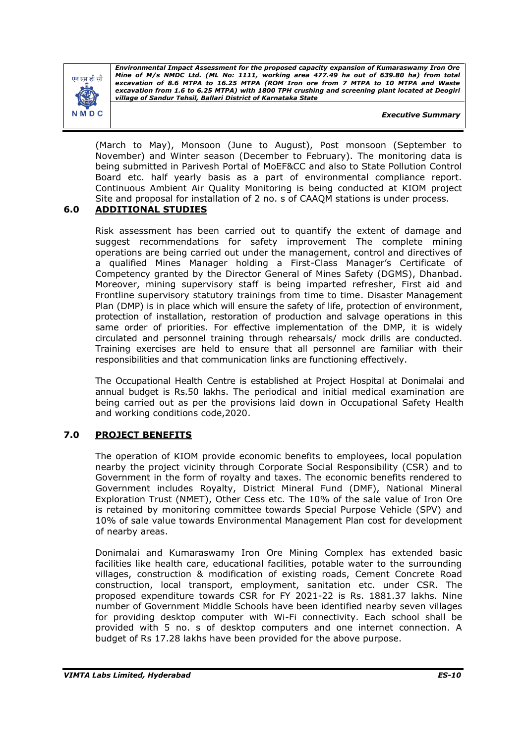(March to May), Monsoon (June to August), Post monsoon (September to November) and Winter season (December to February). The monitoring data is being submitted in Parivesh Portal of MoEF&CC and also to State Pollution Control Board etc. half yearly basis as a part of environmental compliance report. Continuous Ambient Air Quality Monitoring is being conducted at KIOM project Site and proposal for installation of 2 no. s of CAAQM stations is under process.

## 6.0 ADDITIONAL STUDIES

Risk assessment has been carried out to quantify the extent of damage and suggest recommendations for safety improvement The complete mining operations are being carried out under the management, control and directives of a qualified Mines Manager holding a First-Class Manager's Certificate of Competency granted by the Director General of Mines Safety (DGMS), Dhanbad. Moreover, mining supervisory staff is being imparted refresher, First aid and Frontline supervisory statutory trainings from time to time. Disaster Management Plan (DMP) is in place which will ensure the safety of life, protection of environment, protection of installation, restoration of production and salvage operations in this same order of priorities. For effective implementation of the DMP, it is widely circulated and personnel training through rehearsals/ mock drills are conducted. Training exercises are held to ensure that all personnel are familiar with their responsibilities and that communication links are functioning effectively.

The Occupational Health Centre is established at Project Hospital at Donimalai and annual budget is Rs.50 lakhs. The periodical and initial medical examination are being carried out as per the provisions laid down in Occupational Safety Health and working conditions code,2020.

## 7.0 PROJECT BENEFITS

The operation of KIOM provide economic benefits to employees, local population nearby the project vicinity through Corporate Social Responsibility (CSR) and to Government in the form of royalty and taxes. The economic benefits rendered to Government includes Royalty, District Mineral Fund (DMF), National Mineral Exploration Trust (NMET), Other Cess etc. The 10% of the sale value of Iron Ore is retained by monitoring committee towards Special Purpose Vehicle (SPV) and 10% of sale value towards Environmental Management Plan cost for development of nearby areas.

Donimalai and Kumaraswamy Iron Ore Mining Complex has extended basic facilities like health care, educational facilities, potable water to the surrounding villages, construction & modification of existing roads, Cement Concrete Road construction, local transport, employment, sanitation etc. under CSR. The proposed expenditure towards CSR for FY 2021-22 is Rs. 1881.37 lakhs. Nine number of Government Middle Schools have been identified nearby seven villages for providing desktop computer with Wi-Fi connectivity. Each school shall be provided with 5 no. s of desktop computers and one internet connection. A budget of Rs 17.28 lakhs have been provided for the above purpose.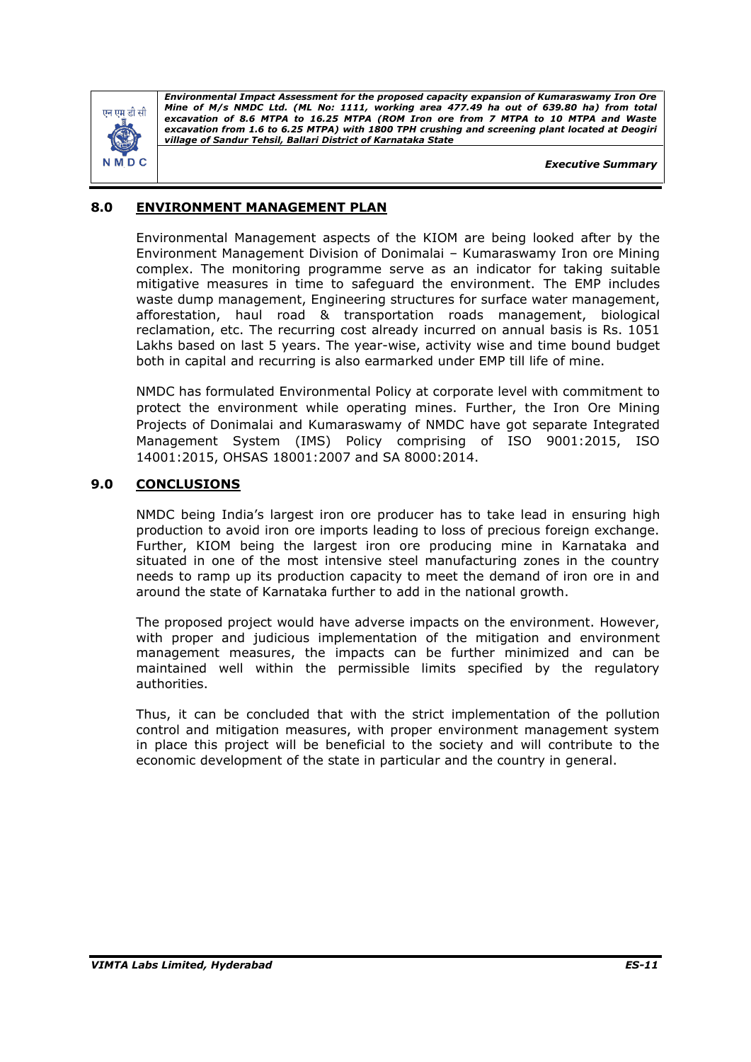## 8.0 ENVIRONMENT MANAGEMENT PLAN

Environmental Management aspects of the KIOM are being looked after by the Environment Management Division of Donimalai – Kumaraswamy Iron ore Mining complex. The monitoring programme serve as an indicator for taking suitable mitigative measures in time to safeguard the environment. The EMP includes waste dump management, Engineering structures for surface water management, afforestation, haul road & transportation roads management, biological reclamation, etc. The recurring cost already incurred on annual basis is Rs. 1051 Lakhs based on last 5 years. The year-wise, activity wise and time bound budget both in capital and recurring is also earmarked under EMP till life of mine.

NMDC has formulated Environmental Policy at corporate level with commitment to protect the environment while operating mines. Further, the Iron Ore Mining Projects of Donimalai and Kumaraswamy of NMDC have got separate Integrated Management System (IMS) Policy comprising of ISO 9001:2015, ISO 14001:2015, OHSAS 18001:2007 and SA 8000:2014.

## 9.0 CONCLUSIONS

NMDC being India's largest iron ore producer has to take lead in ensuring high production to avoid iron ore imports leading to loss of precious foreign exchange. Further, KIOM being the largest iron ore producing mine in Karnataka and situated in one of the most intensive steel manufacturing zones in the country needs to ramp up its production capacity to meet the demand of iron ore in and around the state of Karnataka further to add in the national growth.

The proposed project would have adverse impacts on the environment. However, with proper and judicious implementation of the mitigation and environment management measures, the impacts can be further minimized and can be maintained well within the permissible limits specified by the regulatory authorities.

Thus, it can be concluded that with the strict implementation of the pollution control and mitigation measures, with proper environment management system in place this project will be beneficial to the society and will contribute to the economic development of the state in particular and the country in general.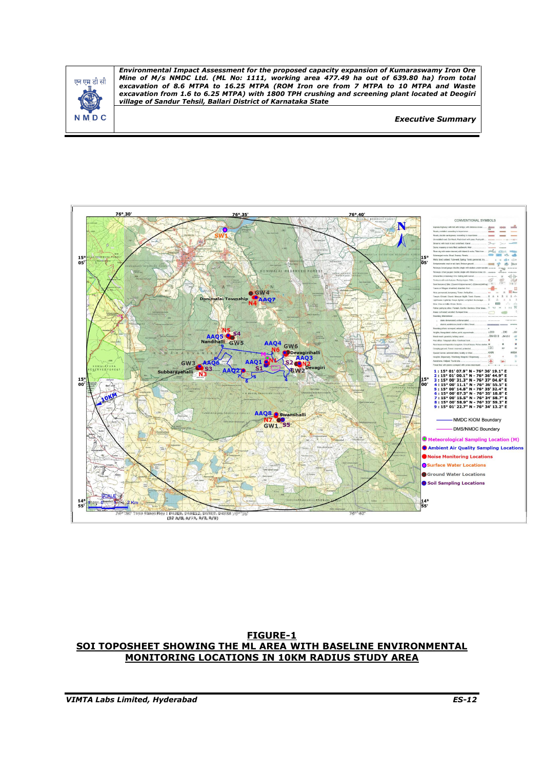76° 30'

76° 35'

76° 40'

15° 05'

15° 00'

14° 55'

N

SW1

GW4

Donimalai Township

AAQ7

N4

N5

S4

AAQ5

Nandihalli

GW5

AAQ4

GW6

N6

Devagirihalli

GW3

AAQ6

AAQ1

N1

AAQ3

Subbarayahalli

S3

N3

AAQ2

S1

S2

N2

GW2

Devagiri

10KM

AAQ8

Swamihalli

N7

GW1

S5

SCALE

2 Km

CONVENTIONAL SYMBOLS

1 : 15° 01' 07.9" N - 76° 36' 19.1" E
2 : 15° 01' 00.1" N - 76° 36' 44.9" E
3 : 15° 00' 31.3" N - 76° 37' 04.6" E
4 : 15° 00' 11.1" N - 76° 36' 55.5" E
5 : 15° 00' 14.8" N - 76° 35' 32.4" E
6 : 15° 00' 07.3" N - 76° 35' 18.8" E
7 : 15° 00' 15.5" N - 76° 34' 58.7" E
8 : 15° 00' 58.9" N - 76° 33' 59.3" E
9 : 15° 01' 22.7" N - 76° 34' 13.2" E

NMDC KIOM Boundary

DMS/NMDC Boundary

Meteorological Sampling Location (M)

Ambient Air Quality Sampling Locations

Noise Monitoring Locations

Surface Water Locations

Ground Water Locations

Soil Sampling Locations

**FIGURE-1**

**SOI TOPOSHEET SHOWING THE ML AREA WITH BASELINE ENVIRONMENTAL MONITORING LOCATIONS IN 10KM RADIUS STUDY AREA**